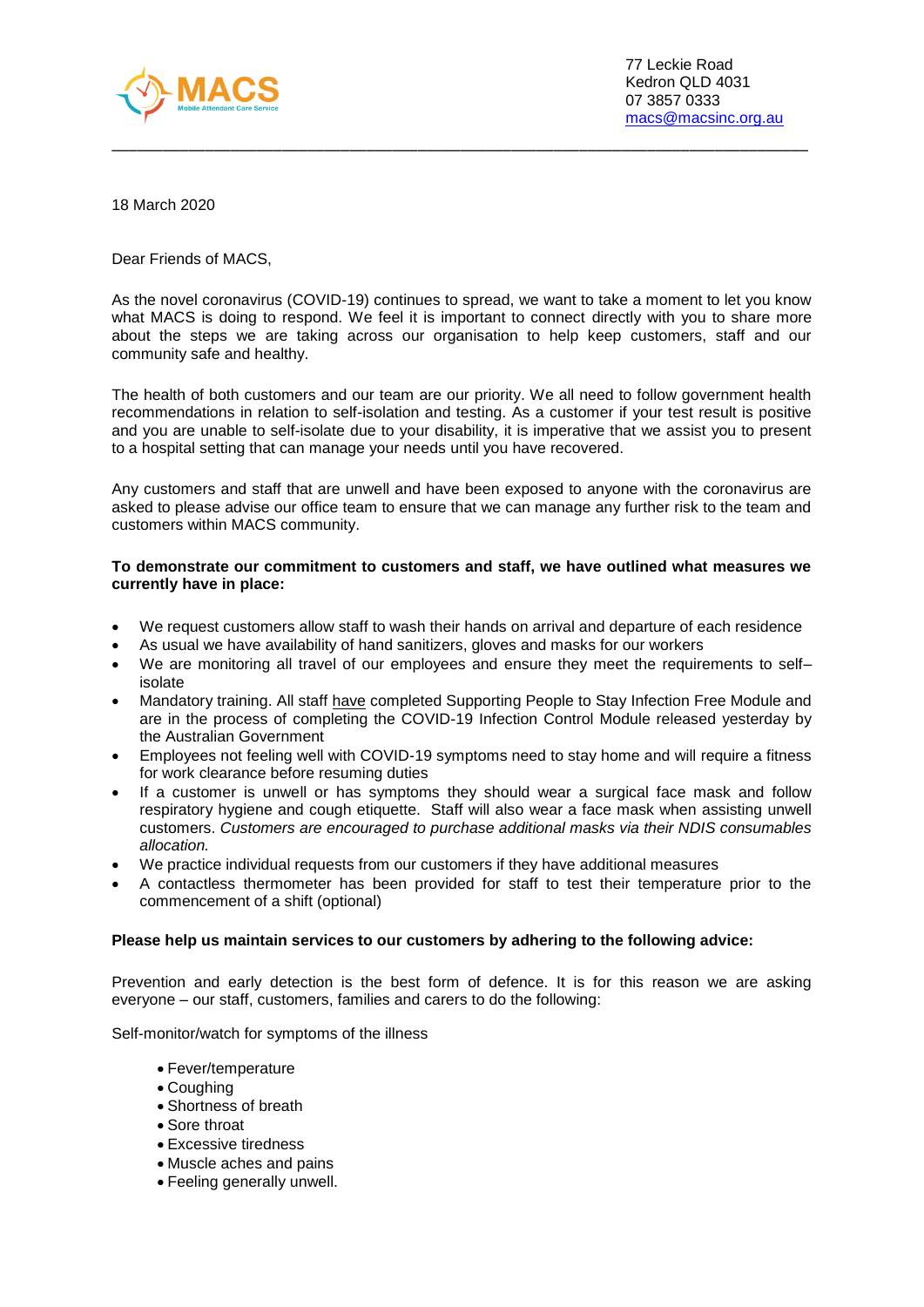77 Leckie Road
Kedron QLD 4031
07 3857 0333
macs@macsinc.org.au

18 March 2020

Dear Friends of MACS,

As the novel coronavirus (COVID-19) continues to spread, we want to take a moment to let you know what MACS is doing to respond. We feel it is important to connect directly with you to share more about the steps we are taking across our organisation to help keep customers, staff and our community safe and healthy.

The health of both customers and our team are our priority. We all need to follow government health recommendations in relation to self-isolation and testing. As a customer if your test result is positive and you are unable to self-isolate due to your disability, it is imperative that we assist you to present to a hospital setting that can manage your needs until you have recovered.

Any customers and staff that are unwell and have been exposed to anyone with the coronavirus are asked to please advise our office team to ensure that we can manage any further risk to the team and customers within MACS community.

**To demonstrate our commitment to customers and staff, we have outlined what measures we currently have in place:**

- We request customers allow staff to wash their hands on arrival and departure of each residence
- As usual we have availability of hand sanitizers, gloves and masks for our workers
- We are monitoring all travel of our employees and ensure they meet the requirements to self–isolate
- Mandatory training. All staff have completed Supporting People to Stay Infection Free Module and are in the process of completing the COVID-19 Infection Control Module released yesterday by the Australian Government
- Employees not feeling well with COVID-19 symptoms need to stay home and will require a fitness for work clearance before resuming duties
- If a customer is unwell or has symptoms they should wear a surgical face mask and follow respiratory hygiene and cough etiquette. Staff will also wear a face mask when assisting unwell customers. *Customers are encouraged to purchase additional masks via their NDIS consumables allocation.*
- We practice individual requests from our customers if they have additional measures
- A contactless thermometer has been provided for staff to test their temperature prior to the commencement of a shift (optional)

**Please help us maintain services to our customers by adhering to the following advice:**

Prevention and early detection is the best form of defence. It is for this reason we are asking everyone – our staff, customers, families and carers to do the following:

Self-monitor/watch for symptoms of the illness

- Fever/temperature
- Coughing
- Shortness of breath
- Sore throat
- Excessive tiredness
- Muscle aches and pains
- Feeling generally unwell.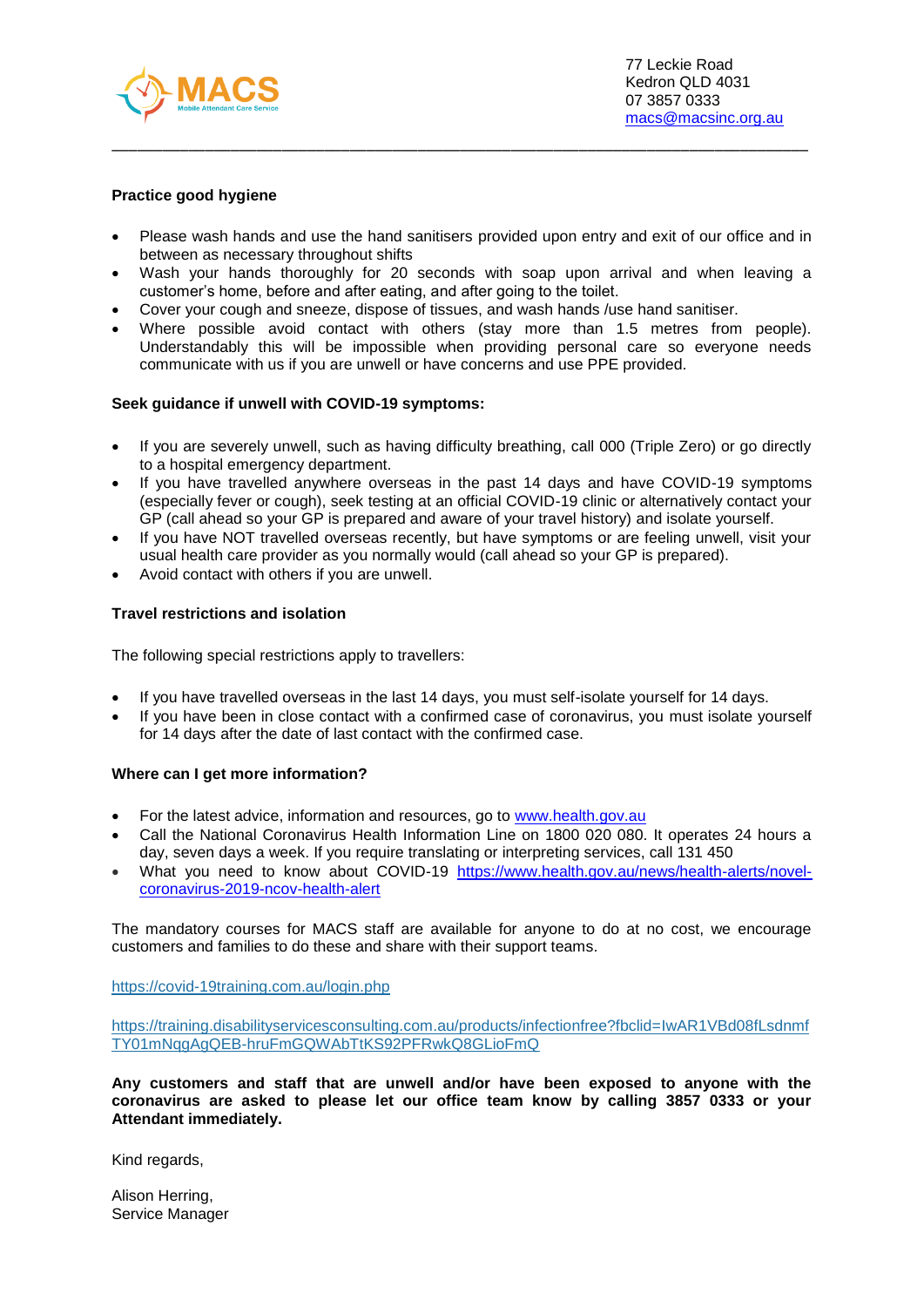77 Leckie Road
Kedron QLD 4031
07 3857 0333
macs@macsinc.org.au

**Practice good hygiene**

- Please wash hands and use the hand sanitisers provided upon entry and exit of our office and in between as necessary throughout shifts
- Wash your hands thoroughly for 20 seconds with soap upon arrival and when leaving a customer's home, before and after eating, and after going to the toilet.
- Cover your cough and sneeze, dispose of tissues, and wash hands /use hand sanitiser.
- Where possible avoid contact with others (stay more than 1.5 metres from people). Understandably this will be impossible when providing personal care so everyone needs communicate with us if you are unwell or have concerns and use PPE provided.

**Seek guidance if unwell with COVID-19 symptoms:**

- If you are severely unwell, such as having difficulty breathing, call 000 (Triple Zero) or go directly to a hospital emergency department.
- If you have travelled anywhere overseas in the past 14 days and have COVID-19 symptoms (especially fever or cough), seek testing at an official COVID-19 clinic or alternatively contact your GP (call ahead so your GP is prepared and aware of your travel history) and isolate yourself.
- If you have NOT travelled overseas recently, but have symptoms or are feeling unwell, visit your usual health care provider as you normally would (call ahead so your GP is prepared).
- Avoid contact with others if you are unwell.

**Travel restrictions and isolation**

The following special restrictions apply to travellers:

- If you have travelled overseas in the last 14 days, you must self-isolate yourself for 14 days.
- If you have been in close contact with a confirmed case of coronavirus, you must isolate yourself for 14 days after the date of last contact with the confirmed case.

**Where can I get more information?**

- For the latest advice, information and resources, go to www.health.gov.au
- Call the National Coronavirus Health Information Line on 1800 020 080. It operates 24 hours a day, seven days a week. If you require translating or interpreting services, call 131 450
- What you need to know about COVID-19 https://www.health.gov.au/news/health-alerts/novel-coronavirus-2019-ncov-health-alert

The mandatory courses for MACS staff are available for anyone to do at no cost, we encourage customers and families to do these and share with their support teams.

https://covid-19training.com.au/login.php

https://training.disabilityservicesconsulting.com.au/products/infectionfree?fbclid=IwAR1VBd08fLsdnmfTY01mNqgAgQEB-hruFmGQWAbTtKS92PFRwkQ8GLioFmQ

**Any customers and staff that are unwell and/or have been exposed to anyone with the coronavirus are asked to please let our office team know by calling 3857 0333 or your Attendant immediately.**

Kind regards,

Alison Herring,
Service Manager